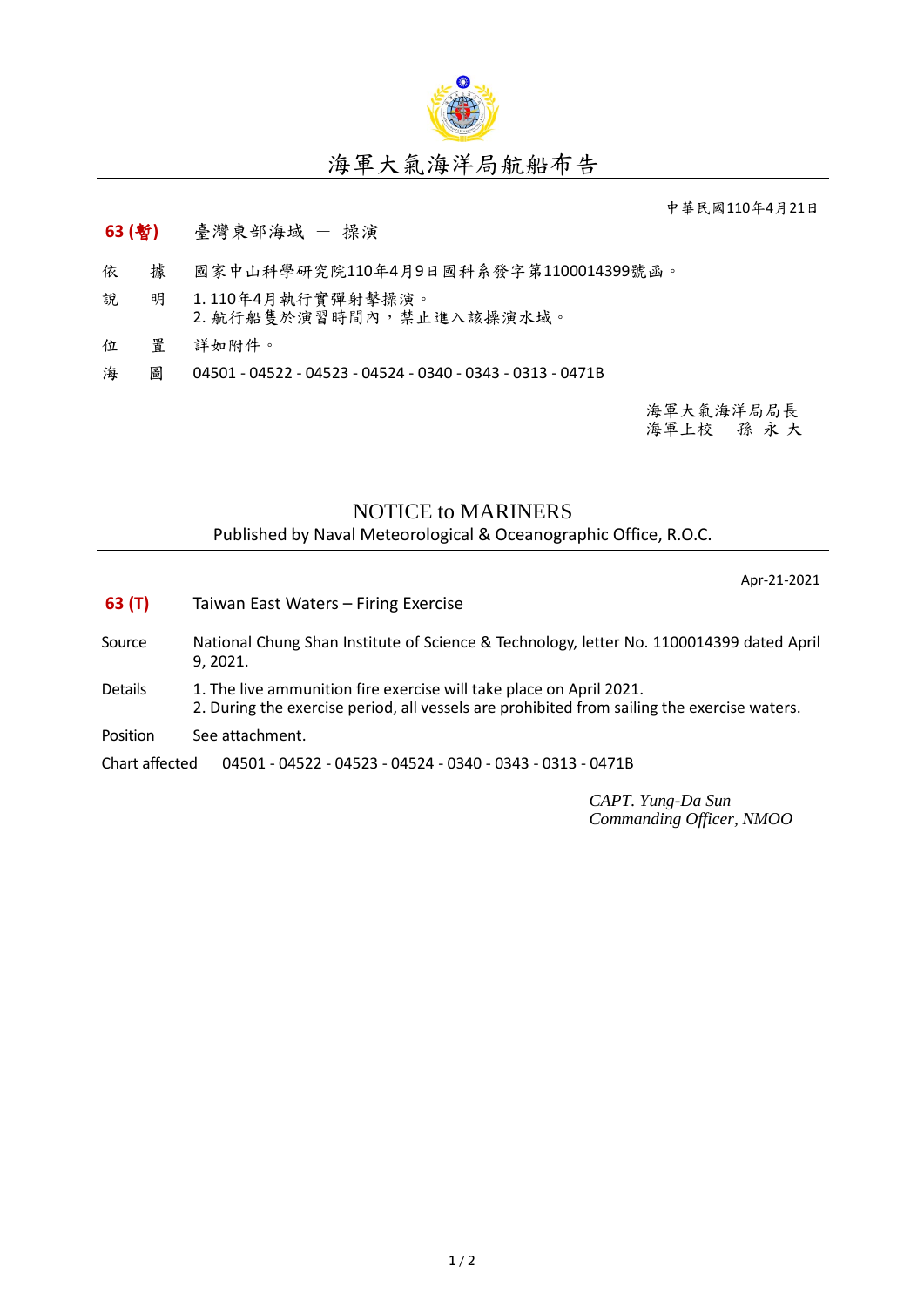# 海軍大氣海洋局航船布告

中華民國110年4月21日

**63 (暫)** 臺灣東部海域 － 操演

依　　據　國家中山科學研究院110年4月9日國科系發字第1100014399號函。

說　　明　1. 110年4月執行實彈射擊操演。
2. 航行船隻於演習時間內，禁止進入該操演水域。

位　　置　詳如附件。

海　　圖　04501 - 04522 - 04523 - 04524 - 0340 - 0343 - 0313 - 0471B

海軍大氣海洋局局長
海軍上校　孫 永 大

## NOTICE to MARINERS

Published by Naval Meteorological & Oceanographic Office, R.O.C.

Apr-21-2021

**63 (T)** Taiwan East Waters – Firing Exercise

Source　National Chung Shan Institute of Science & Technology, letter No. 1100014399 dated April 9, 2021.

Details　1. The live ammunition fire exercise will take place on April 2021.
2. During the exercise period, all vessels are prohibited from sailing the exercise waters.

Position　See attachment.

Chart affected　04501 - 04522 - 04523 - 04524 - 0340 - 0343 - 0313 - 0471B

*CAPT. Yung-Da Sun*
*Commanding Officer, NMOO*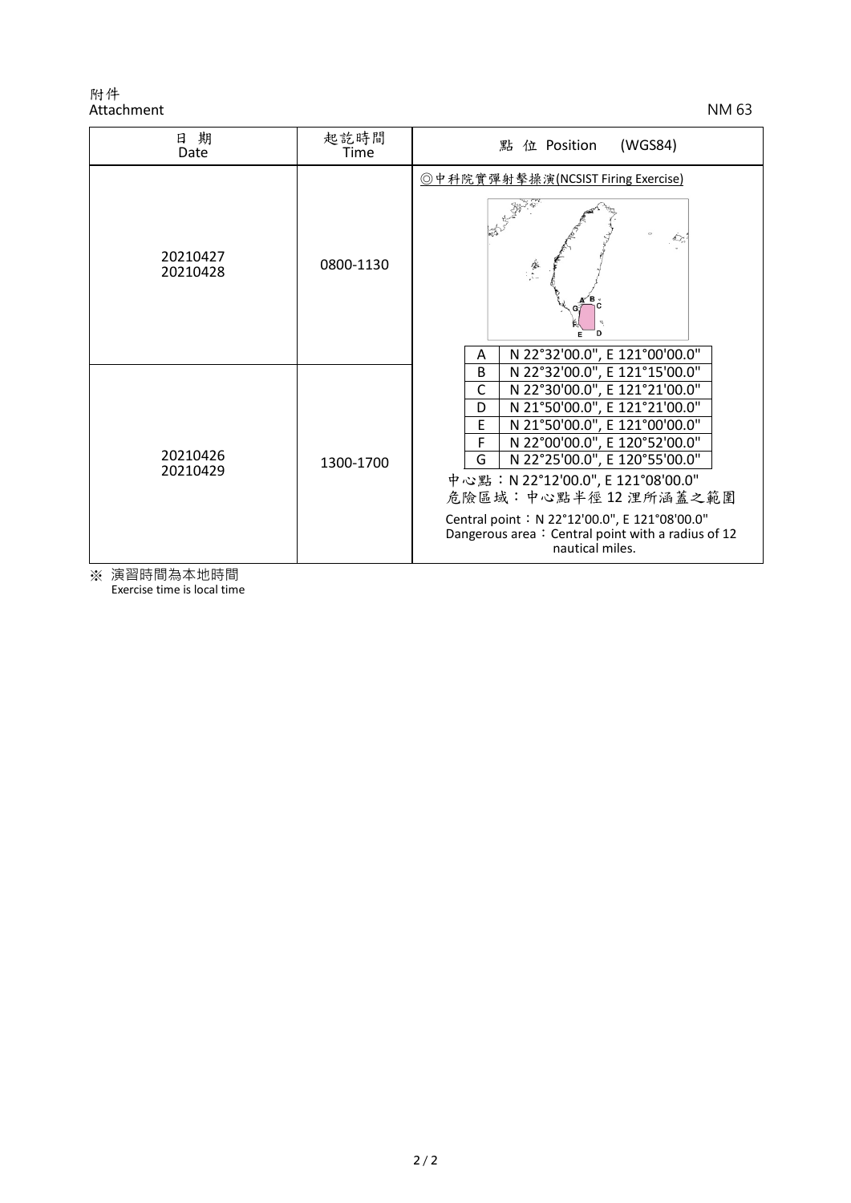附件
Attachment

NM 63

| 日 期<br>Date | 起訖時間<br>Time | 點 位 Position (WGS84) |
|---|---|---|
| 20210427<br>20210428 | 0800-1130 | ◎中科院實彈射擊操演(NCSIST Firing Exercise)<br>A B C D E F G |
| 20210426<br>20210429 | 1300-1700 | A N 22°32'00.0", E 121°00'00.0"<br>B N 22°32'00.0", E 121°15'00.0"<br>C N 22°30'00.0", E 121°21'00.0"<br>D N 21°50'00.0", E 121°21'00.0"<br>E N 21°50'00.0", E 121°00'00.0"<br>F N 22°00'00.0", E 120°52'00.0"<br>G N 22°25'00.0", E 120°55'00.0"<br>中心點：N 22°12'00.0", E 121°08'00.0"<br>危險區域：中心點半徑 12 浬所涵蓋之範圍<br>Central point：N 22°12'00.0", E 121°08'00.0"<br>Dangerous area：Central point with a radius of 12 nautical miles. |

※ 演習時間為本地時間
Exercise time is local time